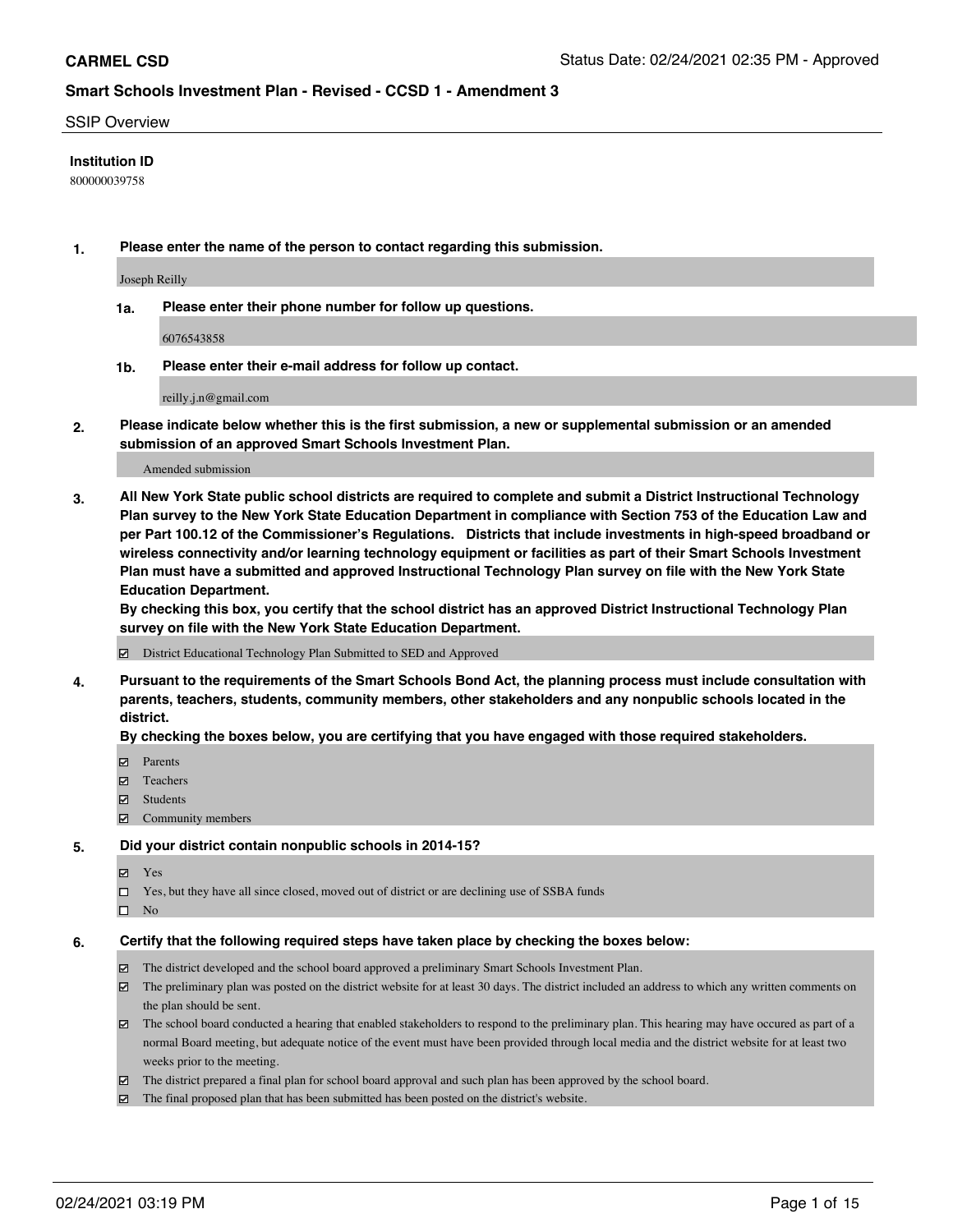**CARMEL CSD**

Status Date: 02/24/2021 02:35 PM - Approved

# Smart Schools Investment Plan - Revised - CCSD 1 - Amendment 3

SSIP Overview

**Institution ID**

800000039758

**1. Please enter the name of the person to contact regarding this submission.**

Joseph Reilly

**1a. Please enter their phone number for follow up questions.**

6076543858

**1b. Please enter their e-mail address for follow up contact.**

reilly.j.n@gmail.com

**2. Please indicate below whether this is the first submission, a new or supplemental submission or an amended submission of an approved Smart Schools Investment Plan.**

Amended submission

**3. All New York State public school districts are required to complete and submit a District Instructional Technology Plan survey to the New York State Education Department in compliance with Section 753 of the Education Law and per Part 100.12 of the Commissioner's Regulations. Districts that include investments in high-speed broadband or wireless connectivity and/or learning technology equipment or facilities as part of their Smart Schools Investment Plan must have a submitted and approved Instructional Technology Plan survey on file with the New York State Education Department.**
**By checking this box, you certify that the school district has an approved District Instructional Technology Plan survey on file with the New York State Education Department.**

- ☑ District Educational Technology Plan Submitted to SED and Approved

**4. Pursuant to the requirements of the Smart Schools Bond Act, the planning process must include consultation with parents, teachers, students, community members, other stakeholders and any nonpublic schools located in the district.**
**By checking the boxes below, you are certifying that you have engaged with those required stakeholders.**

- ☑ Parents
- ☑ Teachers
- ☑ Students
- ☑ Community members

**5. Did your district contain nonpublic schools in 2014-15?**

- ☑ Yes
- ☐ Yes, but they have all since closed, moved out of district or are declining use of SSBA funds
- ☐ No

**6. Certify that the following required steps have taken place by checking the boxes below:**

- ☑ The district developed and the school board approved a preliminary Smart Schools Investment Plan.
- ☑ The preliminary plan was posted on the district website for at least 30 days. The district included an address to which any written comments on the plan should be sent.
- ☑ The school board conducted a hearing that enabled stakeholders to respond to the preliminary plan. This hearing may have occured as part of a normal Board meeting, but adequate notice of the event must have been provided through local media and the district website for at least two weeks prior to the meeting.
- ☑ The district prepared a final plan for school board approval and such plan has been approved by the school board.
- ☑ The final proposed plan that has been submitted has been posted on the district's website.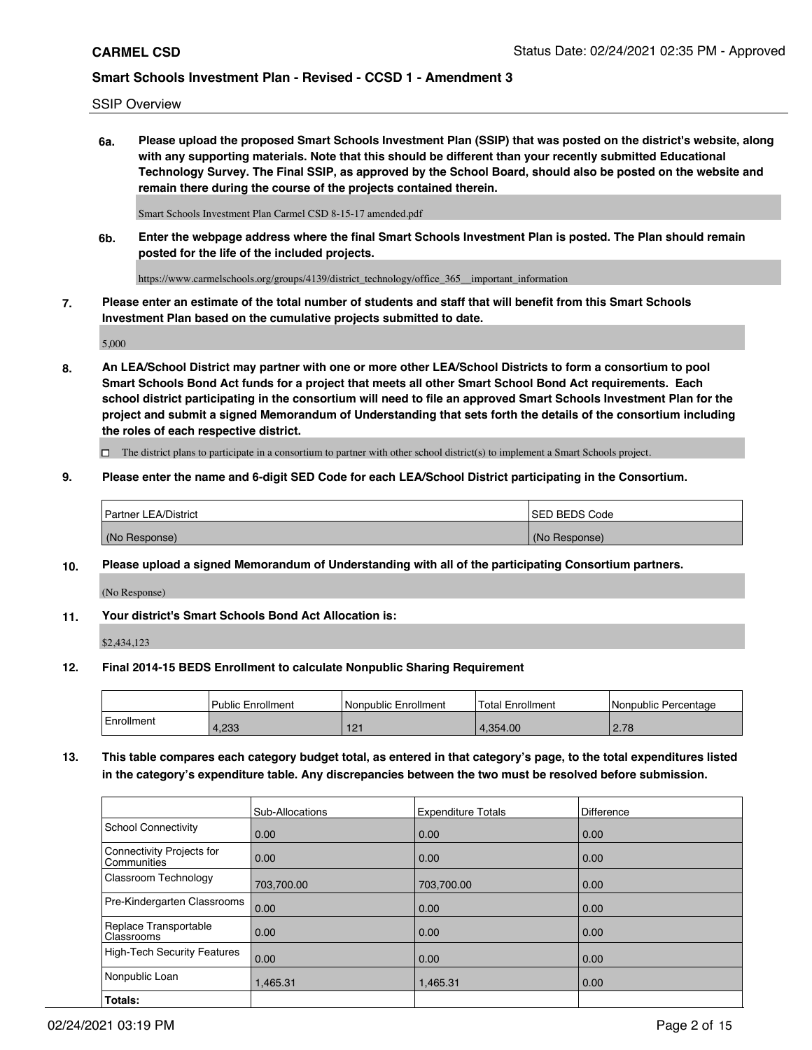SSIP Overview

**6a. Please upload the proposed Smart Schools Investment Plan (SSIP) that was posted on the district's website, along with any supporting materials. Note that this should be different than your recently submitted Educational Technology Survey. The Final SSIP, as approved by the School Board, should also be posted on the website and remain there during the course of the projects contained therein.**

Smart Schools Investment Plan Carmel CSD 8-15-17 amended.pdf

**6b. Enter the webpage address where the final Smart Schools Investment Plan is posted. The Plan should remain posted for the life of the included projects.**

https://www.carmelschools.org/groups/4139/district_technology/office_365__important_information

**7. Please enter an estimate of the total number of students and staff that will benefit from this Smart Schools Investment Plan based on the cumulative projects submitted to date.**

5,000

**8. An LEA/School District may partner with one or more other LEA/School Districts to form a consortium to pool Smart Schools Bond Act funds for a project that meets all other Smart School Bond Act requirements. Each school district participating in the consortium will need to file an approved Smart Schools Investment Plan for the project and submit a signed Memorandum of Understanding that sets forth the details of the consortium including the roles of each respective district.**

☐ The district plans to participate in a consortium to partner with other school district(s) to implement a Smart Schools project.

**9. Please enter the name and 6-digit SED Code for each LEA/School District participating in the Consortium.**

| Partner LEA/District | SED BEDS Code |
|---|---|
| (No Response) | (No Response) |

**10. Please upload a signed Memorandum of Understanding with all of the participating Consortium partners.**

(No Response)

**11. Your district's Smart Schools Bond Act Allocation is:**

$2,434,123

**12. Final 2014-15 BEDS Enrollment to calculate Nonpublic Sharing Requirement**

| | Public Enrollment | Nonpublic Enrollment | Total Enrollment | Nonpublic Percentage |
|---|---|---|---|---|
| Enrollment | 4,233 | 121 | 4,354.00 | 2.78 |

**13. This table compares each category budget total, as entered in that category's page, to the total expenditures listed in the category's expenditure table. Any discrepancies between the two must be resolved before submission.**

| | Sub-Allocations | Expenditure Totals | Difference |
|---|---|---|---|
| School Connectivity | 0.00 | 0.00 | 0.00 |
| Connectivity Projects for Communities | 0.00 | 0.00 | 0.00 |
| Classroom Technology | 703,700.00 | 703,700.00 | 0.00 |
| Pre-Kindergarten Classrooms | 0.00 | 0.00 | 0.00 |
| Replace Transportable Classrooms | 0.00 | 0.00 | 0.00 |
| High-Tech Security Features | 0.00 | 0.00 | 0.00 |
| Nonpublic Loan | 1,465.31 | 1,465.31 | 0.00 |
| **Totals:** | | | |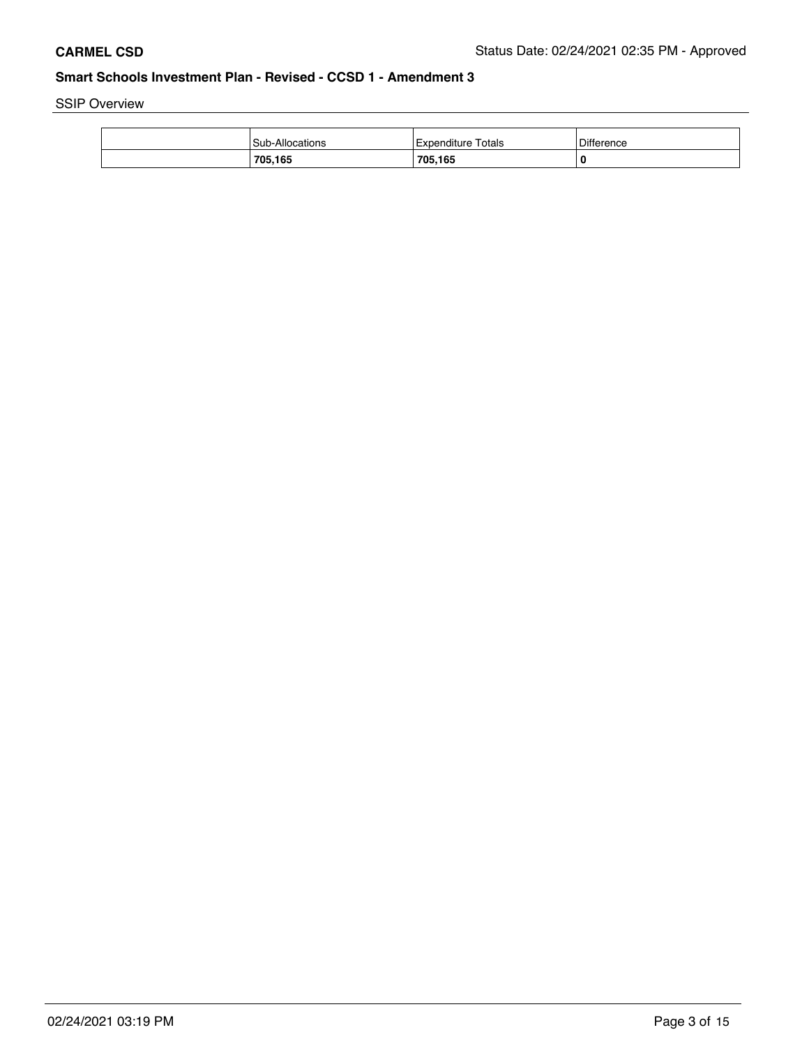SSIP Overview

| | Sub-Allocations | Expenditure Totals | Difference |
|---|---|---|---|
| | **705,165** | **705,165** | **0** |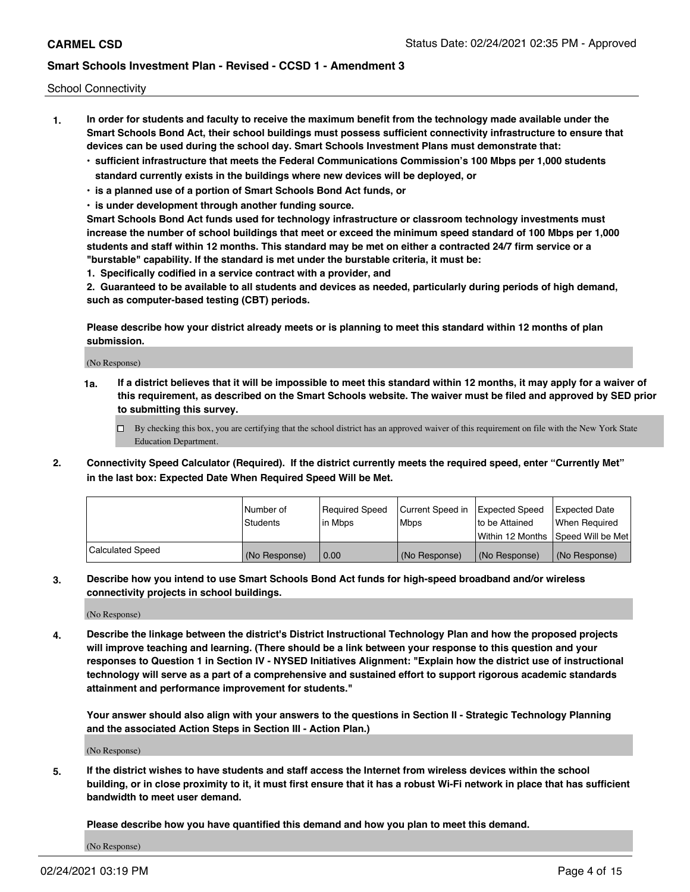School Connectivity

1. **In order for students and faculty to receive the maximum benefit from the technology made available under the Smart Schools Bond Act, their school buildings must possess sufficient connectivity infrastructure to ensure that devices can be used during the school day. Smart Schools Investment Plans must demonstrate that:**
   - **sufficient infrastructure that meets the Federal Communications Commission's 100 Mbps per 1,000 students standard currently exists in the buildings where new devices will be deployed, or**
   - **is a planned use of a portion of Smart Schools Bond Act funds, or**
   - **is under development through another funding source.**

   **Smart Schools Bond Act funds used for technology infrastructure or classroom technology investments must increase the number of school buildings that meet or exceed the minimum speed standard of 100 Mbps per 1,000 students and staff within 12 months. This standard may be met on either a contracted 24/7 firm service or a "burstable" capability. If the standard is met under the burstable criteria, it must be:**

   **1. Specifically codified in a service contract with a provider, and**

   **2. Guaranteed to be available to all students and devices as needed, particularly during periods of high demand, such as computer-based testing (CBT) periods.**

   **Please describe how your district already meets or is planning to meet this standard within 12 months of plan submission.**

   (No Response)

   **1a. If a district believes that it will be impossible to meet this standard within 12 months, it may apply for a waiver of this requirement, as described on the Smart Schools website. The waiver must be filed and approved by SED prior to submitting this survey.**

   ☐ By checking this box, you are certifying that the school district has an approved waiver of this requirement on file with the New York State Education Department.

2. **Connectivity Speed Calculator (Required). If the district currently meets the required speed, enter "Currently Met" in the last box: Expected Date When Required Speed Will be Met.**

| | Number of Students | Required Speed in Mbps | Current Speed in Mbps | Expected Speed to be Attained Within 12 Months | Expected Date When Required Speed Will be Met |
|---|---|---|---|---|---|
| Calculated Speed | (No Response) | 0.00 | (No Response) | (No Response) | (No Response) |

3. **Describe how you intend to use Smart Schools Bond Act funds for high-speed broadband and/or wireless connectivity projects in school buildings.**

   (No Response)

4. **Describe the linkage between the district's District Instructional Technology Plan and how the proposed projects will improve teaching and learning. (There should be a link between your response to this question and your responses to Question 1 in Section IV - NYSED Initiatives Alignment: "Explain how the district use of instructional technology will serve as a part of a comprehensive and sustained effort to support rigorous academic standards attainment and performance improvement for students."**

   **Your answer should also align with your answers to the questions in Section II - Strategic Technology Planning and the associated Action Steps in Section III - Action Plan.)**

   (No Response)

5. **If the district wishes to have students and staff access the Internet from wireless devices within the school building, or in close proximity to it, it must first ensure that it has a robust Wi-Fi network in place that has sufficient bandwidth to meet user demand.**

   **Please describe how you have quantified this demand and how you plan to meet this demand.**

   (No Response)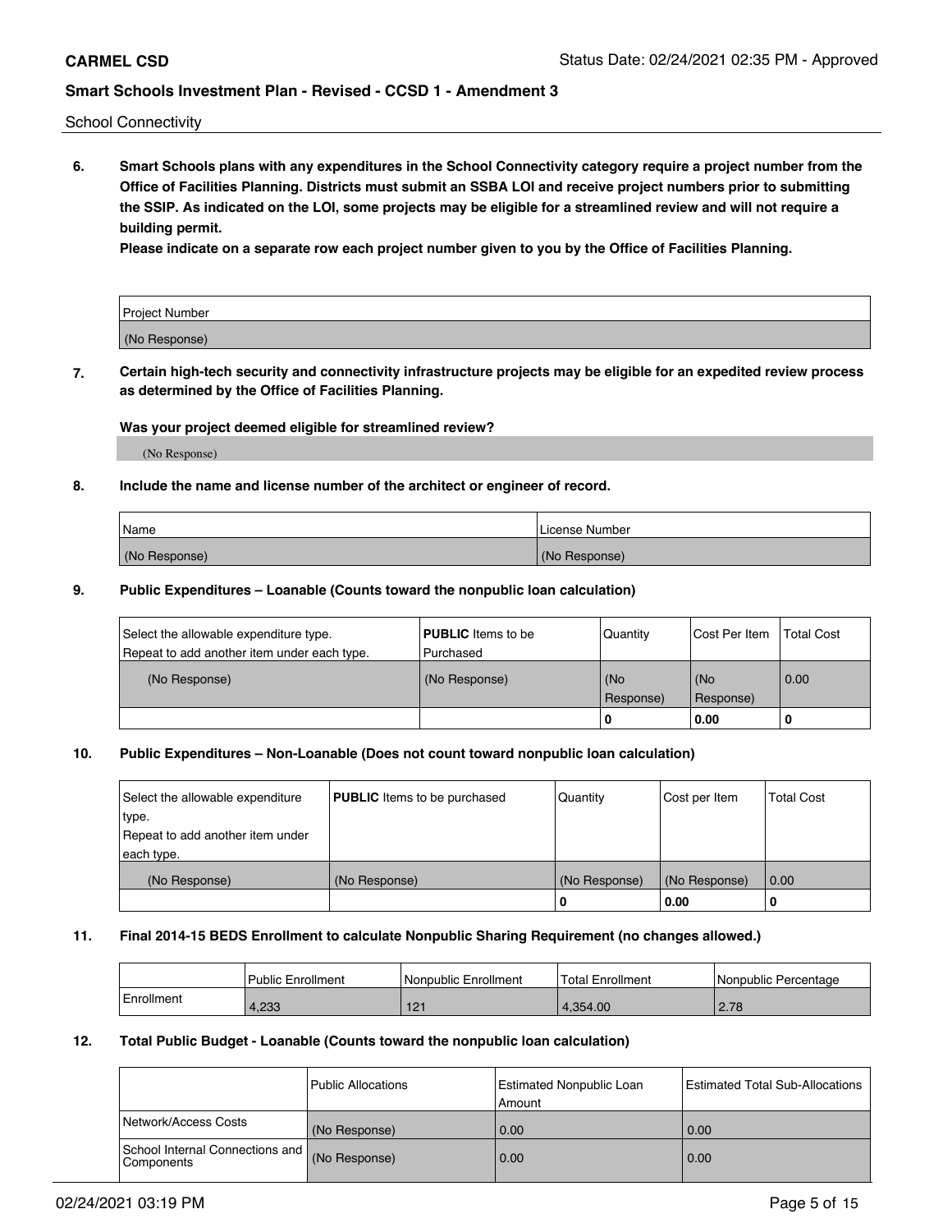School Connectivity

**6. Smart Schools plans with any expenditures in the School Connectivity category require a project number from the Office of Facilities Planning. Districts must submit an SSBA LOI and receive project numbers prior to submitting the SSIP. As indicated on the LOI, some projects may be eligible for a streamlined review and will not require a building permit.**

**Please indicate on a separate row each project number given to you by the Office of Facilities Planning.**

| Project Number |
|---|
| (No Response) |

**7. Certain high-tech security and connectivity infrastructure projects may be eligible for an expedited review process as determined by the Office of Facilities Planning.**

**Was your project deemed eligible for streamlined review?**

(No Response)

**8. Include the name and license number of the architect or engineer of record.**

| Name | License Number |
|---|---|
| (No Response) | (No Response) |

**9. Public Expenditures – Loanable (Counts toward the nonpublic loan calculation)**

| Select the allowable expenditure type. Repeat to add another item under each type. | **PUBLIC** Items to be Purchased | Quantity | Cost Per Item | Total Cost |
|---|---|---|---|---|
| (No Response) | (No Response) | (No Response) | (No Response) | 0.00 |
| | | 0 | 0.00 | 0 |

**10. Public Expenditures – Non-Loanable (Does not count toward nonpublic loan calculation)**

| Select the allowable expenditure type. Repeat to add another item under each type. | **PUBLIC** Items to be purchased | Quantity | Cost per Item | Total Cost |
|---|---|---|---|---|
| (No Response) | (No Response) | (No Response) | (No Response) | 0.00 |
| | | 0 | 0.00 | 0 |

**11. Final 2014-15 BEDS Enrollment to calculate Nonpublic Sharing Requirement (no changes allowed.)**

| | Public Enrollment | Nonpublic Enrollment | Total Enrollment | Nonpublic Percentage |
|---|---|---|---|---|
| Enrollment | 4,233 | 121 | 4,354.00 | 2.78 |

**12. Total Public Budget - Loanable (Counts toward the nonpublic loan calculation)**

| | Public Allocations | Estimated Nonpublic Loan Amount | Estimated Total Sub-Allocations |
|---|---|---|---|
| Network/Access Costs | (No Response) | 0.00 | 0.00 |
| School Internal Connections and Components | (No Response) | 0.00 | 0.00 |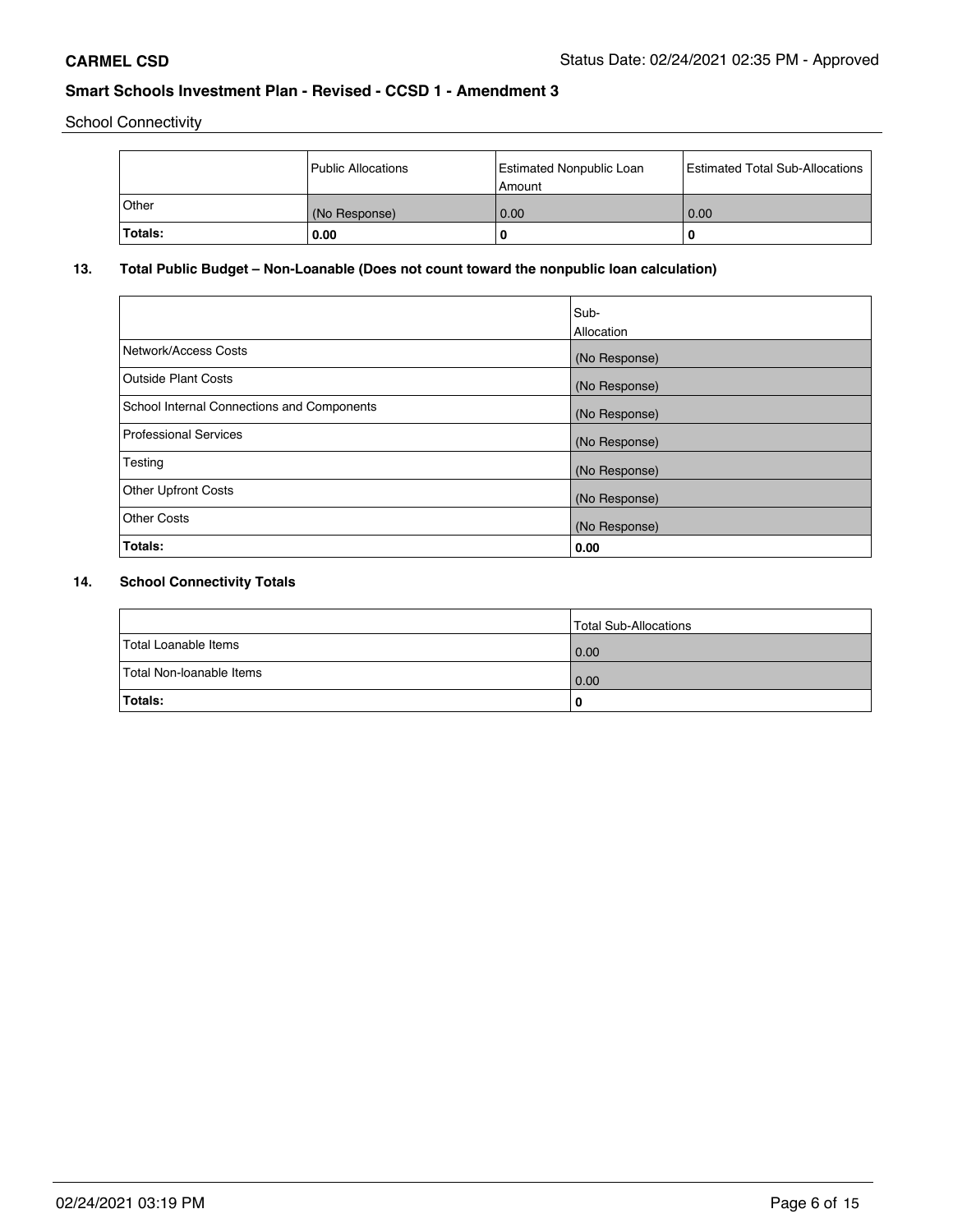School Connectivity

| | Public Allocations | Estimated Nonpublic Loan Amount | Estimated Total Sub-Allocations |
|---|---|---|---|
| Other | (No Response) | 0.00 | 0.00 |
| **Totals:** | **0.00** | **0** | **0** |

## 13. Total Public Budget – Non-Loanable (Does not count toward the nonpublic loan calculation)

| | Sub-Allocation |
|---|---|
| Network/Access Costs | (No Response) |
| Outside Plant Costs | (No Response) |
| School Internal Connections and Components | (No Response) |
| Professional Services | (No Response) |
| Testing | (No Response) |
| Other Upfront Costs | (No Response) |
| Other Costs | (No Response) |
| **Totals:** | **0.00** |

## 14. School Connectivity Totals

| | Total Sub-Allocations |
|---|---|
| Total Loanable Items | 0.00 |
| Total Non-loanable Items | 0.00 |
| **Totals:** | **0** |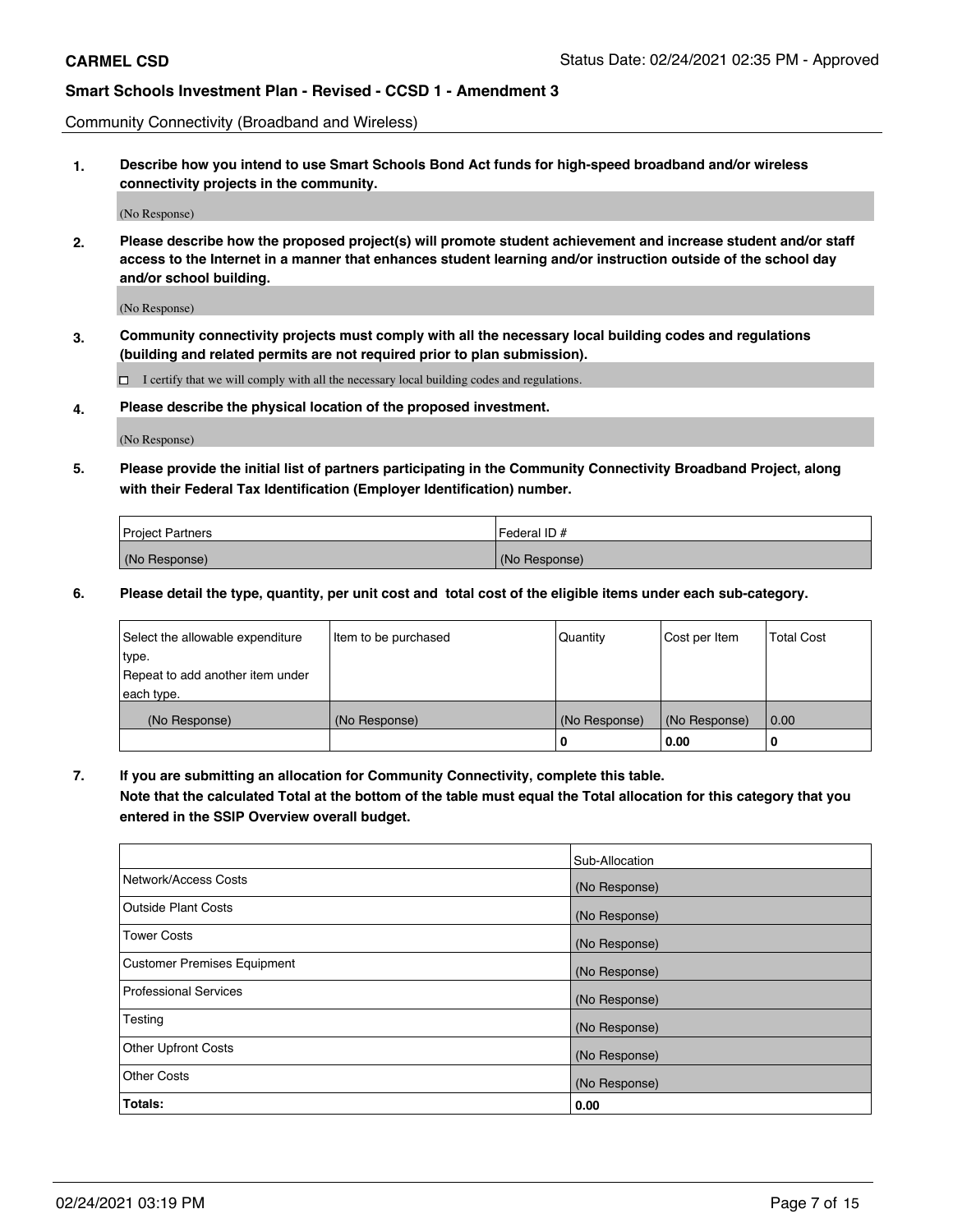Community Connectivity (Broadband and Wireless)

**1. Describe how you intend to use Smart Schools Bond Act funds for high-speed broadband and/or wireless connectivity projects in the community.**

(No Response)

**2. Please describe how the proposed project(s) will promote student achievement and increase student and/or staff access to the Internet in a manner that enhances student learning and/or instruction outside of the school day and/or school building.**

(No Response)

**3. Community connectivity projects must comply with all the necessary local building codes and regulations (building and related permits are not required prior to plan submission).**

☐ I certify that we will comply with all the necessary local building codes and regulations.

**4. Please describe the physical location of the proposed investment.**

(No Response)

**5. Please provide the initial list of partners participating in the Community Connectivity Broadband Project, along with their Federal Tax Identification (Employer Identification) number.**

| Project Partners | Federal ID # |
| --- | --- |
| (No Response) | (No Response) |

**6. Please detail the type, quantity, per unit cost and total cost of the eligible items under each sub-category.**

| Select the allowable expenditure type. Repeat to add another item under each type. | Item to be purchased | Quantity | Cost per Item | Total Cost |
| --- | --- | --- | --- | --- |
| (No Response) | (No Response) | (No Response) | (No Response) | 0.00 |
| | | 0 | 0.00 | 0 |

**7. If you are submitting an allocation for Community Connectivity, complete this table.**
**Note that the calculated Total at the bottom of the table must equal the Total allocation for this category that you entered in the SSIP Overview overall budget.**

| | Sub-Allocation |
| --- | --- |
| Network/Access Costs | (No Response) |
| Outside Plant Costs | (No Response) |
| Tower Costs | (No Response) |
| Customer Premises Equipment | (No Response) |
| Professional Services | (No Response) |
| Testing | (No Response) |
| Other Upfront Costs | (No Response) |
| Other Costs | (No Response) |
| **Totals:** | **0.00** |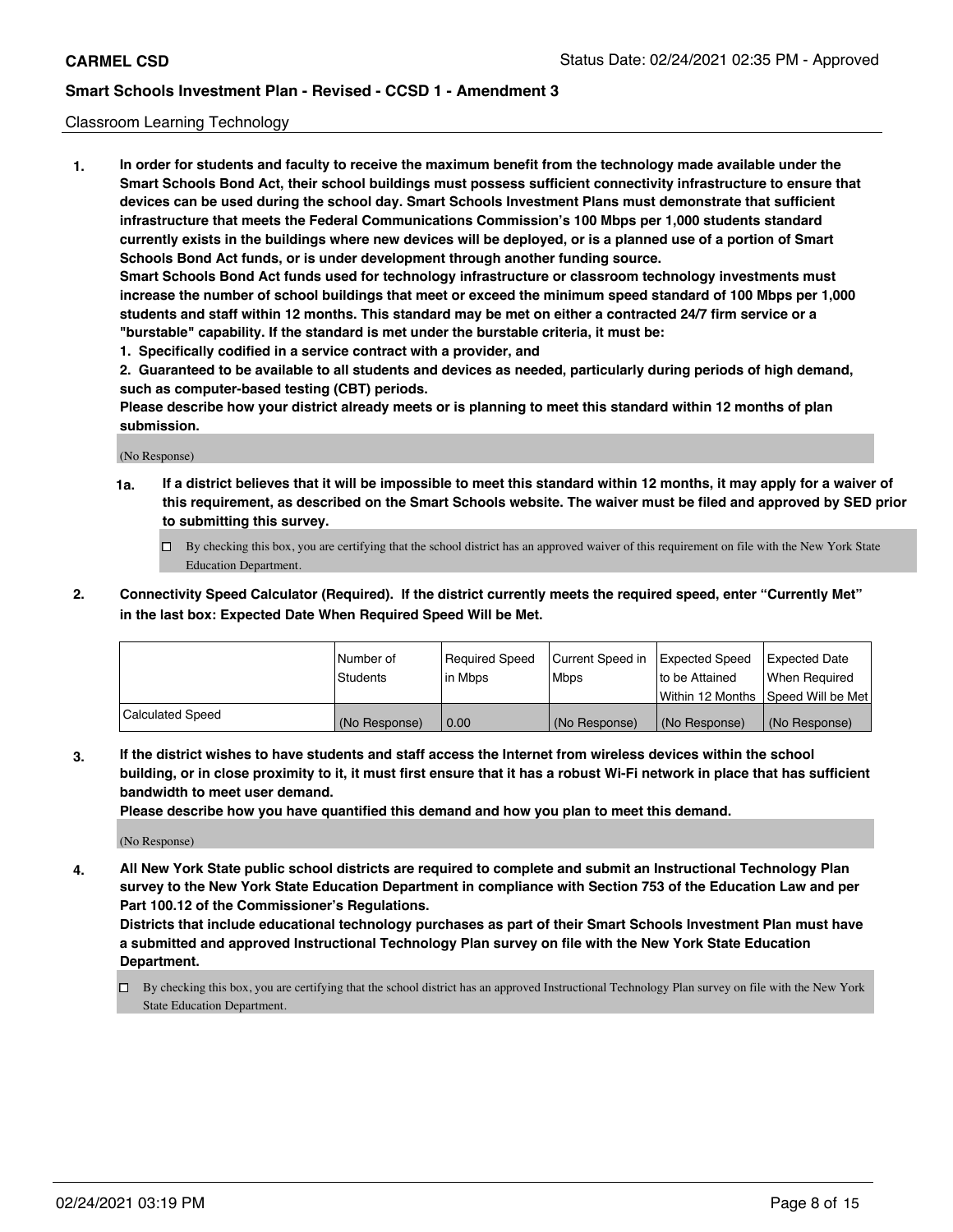## Classroom Learning Technology

**1. In order for students and faculty to receive the maximum benefit from the technology made available under the Smart Schools Bond Act, their school buildings must possess sufficient connectivity infrastructure to ensure that devices can be used during the school day. Smart Schools Investment Plans must demonstrate that sufficient infrastructure that meets the Federal Communications Commission's 100 Mbps per 1,000 students standard currently exists in the buildings where new devices will be deployed, or is a planned use of a portion of Smart Schools Bond Act funds, or is under development through another funding source.**

**Smart Schools Bond Act funds used for technology infrastructure or classroom technology investments must increase the number of school buildings that meet or exceed the minimum speed standard of 100 Mbps per 1,000 students and staff within 12 months. This standard may be met on either a contracted 24/7 firm service or a "burstable" capability. If the standard is met under the burstable criteria, it must be:**

**1. Specifically codified in a service contract with a provider, and**

**2. Guaranteed to be available to all students and devices as needed, particularly during periods of high demand, such as computer-based testing (CBT) periods.**

**Please describe how your district already meets or is planning to meet this standard within 12 months of plan submission.**

(No Response)

**1a. If a district believes that it will be impossible to meet this standard within 12 months, it may apply for a waiver of this requirement, as described on the Smart Schools website. The waiver must be filed and approved by SED prior to submitting this survey.**

☐ By checking this box, you are certifying that the school district has an approved waiver of this requirement on file with the New York State Education Department.

**2. Connectivity Speed Calculator (Required). If the district currently meets the required speed, enter "Currently Met" in the last box: Expected Date When Required Speed Will be Met.**

| | Number of Students | Required Speed in Mbps | Current Speed in Mbps | Expected Speed to be Attained Within 12 Months | Expected Date When Required Speed Will be Met |
|---|---|---|---|---|---|
| Calculated Speed | (No Response) | 0.00 | (No Response) | (No Response) | (No Response) |

**3. If the district wishes to have students and staff access the Internet from wireless devices within the school building, or in close proximity to it, it must first ensure that it has a robust Wi-Fi network in place that has sufficient bandwidth to meet user demand.**

**Please describe how you have quantified this demand and how you plan to meet this demand.**

(No Response)

**4. All New York State public school districts are required to complete and submit an Instructional Technology Plan survey to the New York State Education Department in compliance with Section 753 of the Education Law and per Part 100.12 of the Commissioner's Regulations.**

**Districts that include educational technology purchases as part of their Smart Schools Investment Plan must have a submitted and approved Instructional Technology Plan survey on file with the New York State Education Department.**

☐ By checking this box, you are certifying that the school district has an approved Instructional Technology Plan survey on file with the New York State Education Department.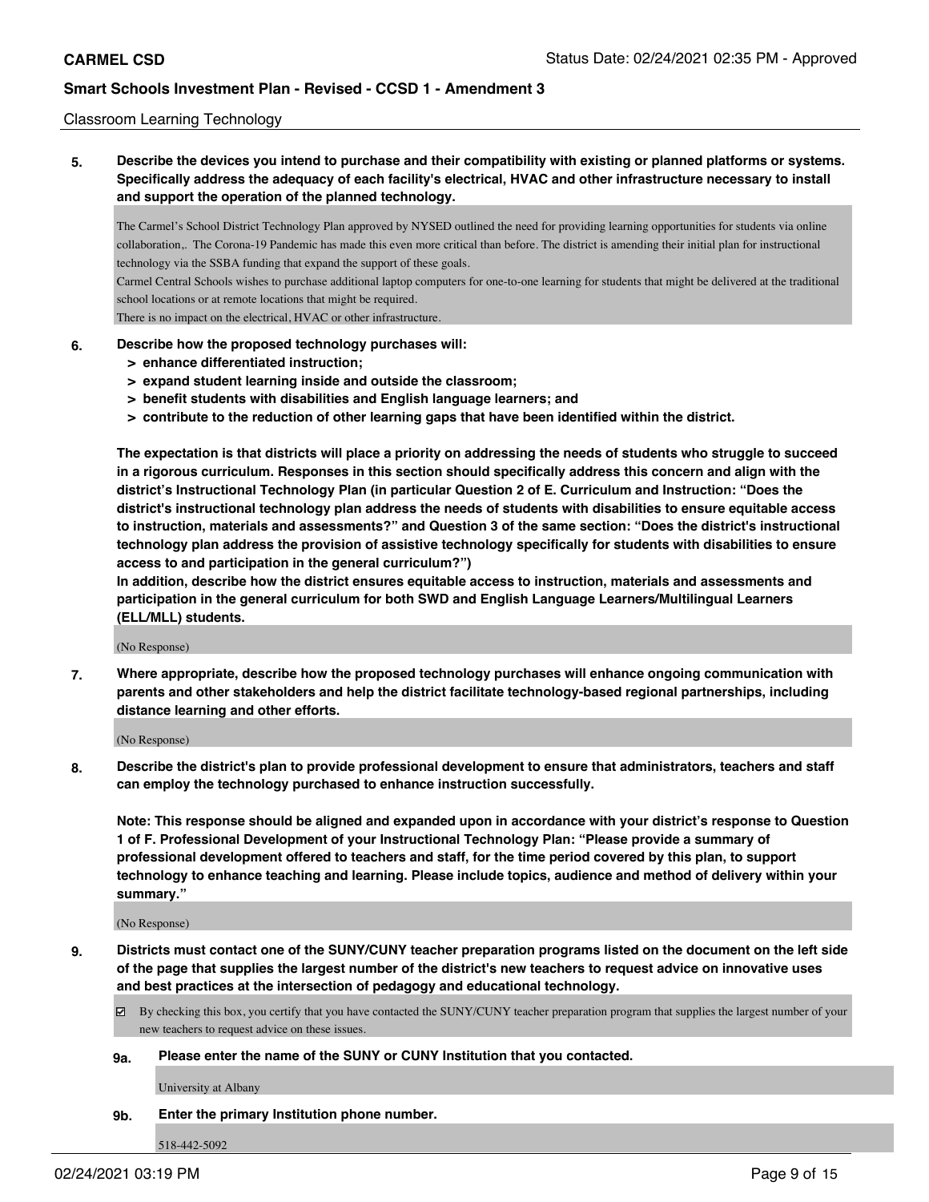Classroom Learning Technology

**5. Describe the devices you intend to purchase and their compatibility with existing or planned platforms or systems. Specifically address the adequacy of each facility's electrical, HVAC and other infrastructure necessary to install and support the operation of the planned technology.**

The Carmel's School District Technology Plan approved by NYSED outlined the need for providing learning opportunities for students via online collaboration,. The Corona-19 Pandemic has made this even more critical than before. The district is amending their initial plan for instructional technology via the SSBA funding that expand the support of these goals.
Carmel Central Schools wishes to purchase additional laptop computers for one-to-one learning for students that might be delivered at the traditional school locations or at remote locations that might be required.
There is no impact on the electrical, HVAC or other infrastructure.

**6. Describe how the proposed technology purchases will:**
- **> enhance differentiated instruction;**
- **> expand student learning inside and outside the classroom;**
- **> benefit students with disabilities and English language learners; and**
- **> contribute to the reduction of other learning gaps that have been identified within the district.**

**The expectation is that districts will place a priority on addressing the needs of students who struggle to succeed in a rigorous curriculum. Responses in this section should specifically address this concern and align with the district's Instructional Technology Plan (in particular Question 2 of E. Curriculum and Instruction: "Does the district's instructional technology plan address the needs of students with disabilities to ensure equitable access to instruction, materials and assessments?" and Question 3 of the same section: "Does the district's instructional technology plan address the provision of assistive technology specifically for students with disabilities to ensure access to and participation in the general curriculum?")**
**In addition, describe how the district ensures equitable access to instruction, materials and assessments and participation in the general curriculum for both SWD and English Language Learners/Multilingual Learners (ELL/MLL) students.**

(No Response)

**7. Where appropriate, describe how the proposed technology purchases will enhance ongoing communication with parents and other stakeholders and help the district facilitate technology-based regional partnerships, including distance learning and other efforts.**

(No Response)

**8. Describe the district's plan to provide professional development to ensure that administrators, teachers and staff can employ the technology purchased to enhance instruction successfully.**

**Note: This response should be aligned and expanded upon in accordance with your district's response to Question 1 of F. Professional Development of your Instructional Technology Plan: "Please provide a summary of professional development offered to teachers and staff, for the time period covered by this plan, to support technology to enhance teaching and learning. Please include topics, audience and method of delivery within your summary."**

(No Response)

**9. Districts must contact one of the SUNY/CUNY teacher preparation programs listed on the document on the left side of the page that supplies the largest number of the district's new teachers to request advice on innovative uses and best practices at the intersection of pedagogy and educational technology.**

☑ By checking this box, you certify that you have contacted the SUNY/CUNY teacher preparation program that supplies the largest number of your new teachers to request advice on these issues.

**9a. Please enter the name of the SUNY or CUNY Institution that you contacted.**

University at Albany

**9b. Enter the primary Institution phone number.**

518-442-5092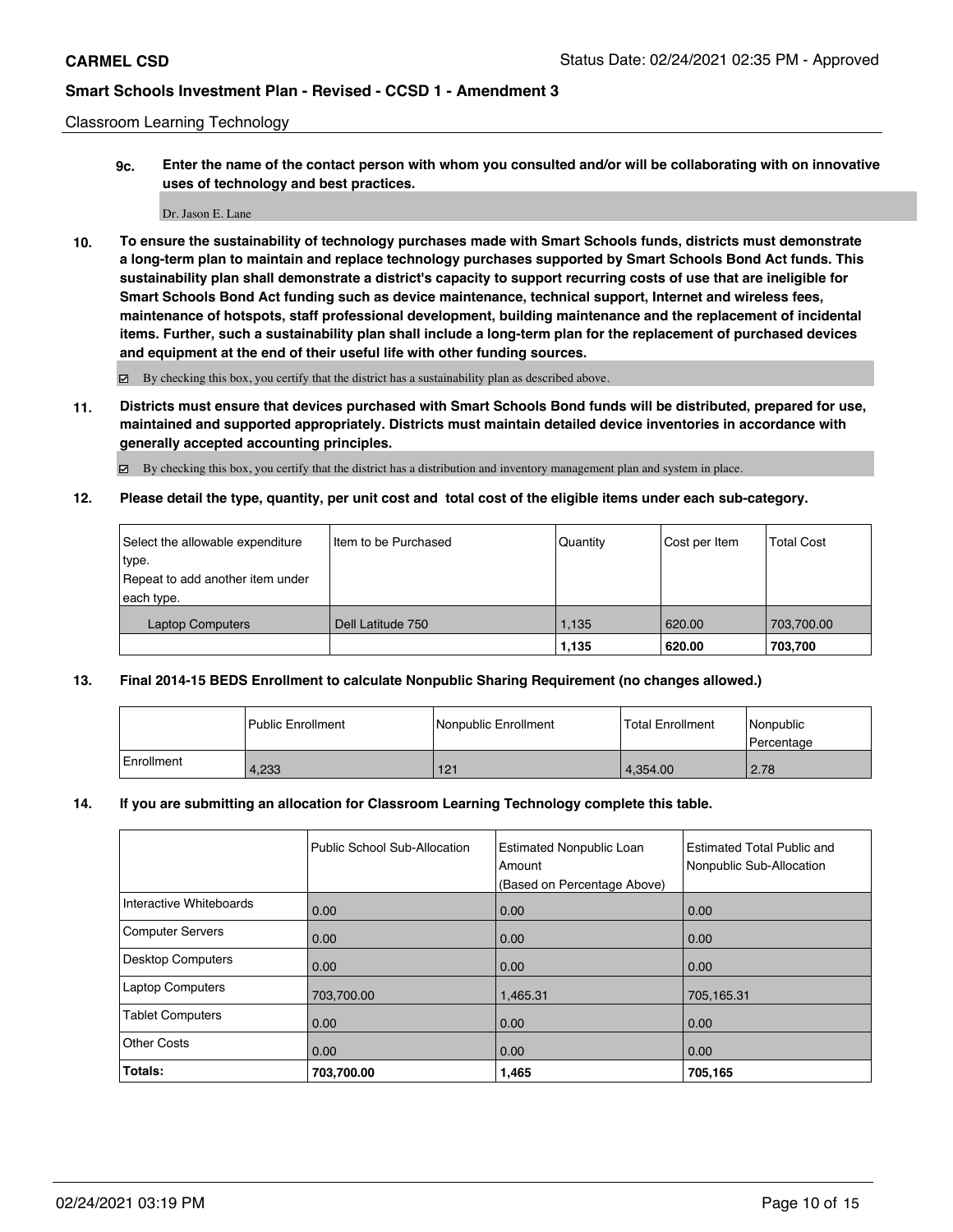Classroom Learning Technology

**9c. Enter the name of the contact person with whom you consulted and/or will be collaborating with on innovative uses of technology and best practices.**

Dr. Jason E. Lane

**10. To ensure the sustainability of technology purchases made with Smart Schools funds, districts must demonstrate a long-term plan to maintain and replace technology purchases supported by Smart Schools Bond Act funds. This sustainability plan shall demonstrate a district's capacity to support recurring costs of use that are ineligible for Smart Schools Bond Act funding such as device maintenance, technical support, Internet and wireless fees, maintenance of hotspots, staff professional development, building maintenance and the replacement of incidental items. Further, such a sustainability plan shall include a long-term plan for the replacement of purchased devices and equipment at the end of their useful life with other funding sources.**

☑ By checking this box, you certify that the district has a sustainability plan as described above.

**11. Districts must ensure that devices purchased with Smart Schools Bond funds will be distributed, prepared for use, maintained and supported appropriately. Districts must maintain detailed device inventories in accordance with generally accepted accounting principles.**

☑ By checking this box, you certify that the district has a distribution and inventory management plan and system in place.

**12. Please detail the type, quantity, per unit cost and total cost of the eligible items under each sub-category.**

| Select the allowable expenditure type. Repeat to add another item under each type. | Item to be Purchased | Quantity | Cost per Item | Total Cost |
|---|---|---|---|---|
| Laptop Computers | Dell Latitude 750 | 1,135 | 620.00 | 703,700.00 |
| | | **1,135** | **620.00** | **703,700** |

**13. Final 2014-15 BEDS Enrollment to calculate Nonpublic Sharing Requirement (no changes allowed.)**

| | Public Enrollment | Nonpublic Enrollment | Total Enrollment | Nonpublic Percentage |
|---|---|---|---|---|
| Enrollment | 4,233 | 121 | 4,354.00 | 2.78 |

**14. If you are submitting an allocation for Classroom Learning Technology complete this table.**

| | Public School Sub-Allocation | Estimated Nonpublic Loan Amount (Based on Percentage Above) | Estimated Total Public and Nonpublic Sub-Allocation |
|---|---|---|---|
| Interactive Whiteboards | 0.00 | 0.00 | 0.00 |
| Computer Servers | 0.00 | 0.00 | 0.00 |
| Desktop Computers | 0.00 | 0.00 | 0.00 |
| Laptop Computers | 703,700.00 | 1,465.31 | 705,165.31 |
| Tablet Computers | 0.00 | 0.00 | 0.00 |
| Other Costs | 0.00 | 0.00 | 0.00 |
| **Totals:** | **703,700.00** | **1,465** | **705,165** |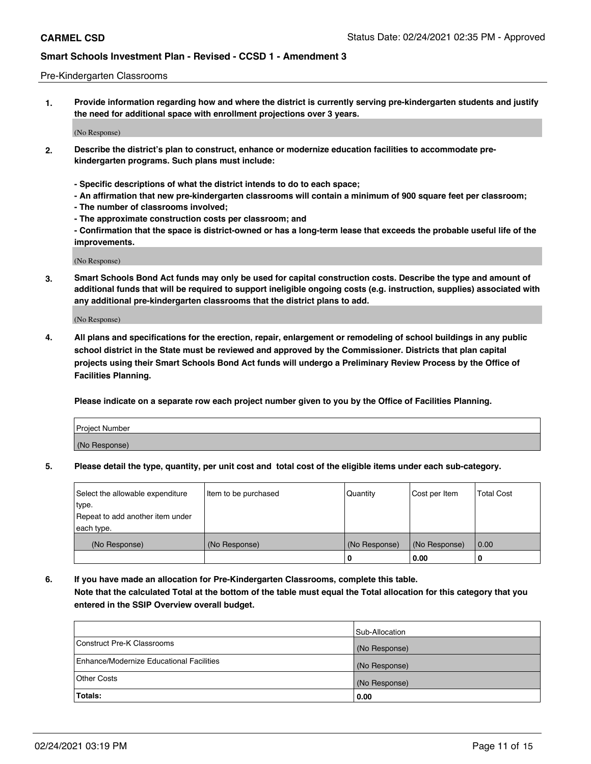Pre-Kindergarten Classrooms

**1. Provide information regarding how and where the district is currently serving pre-kindergarten students and justify the need for additional space with enrollment projections over 3 years.**

(No Response)

**2. Describe the district's plan to construct, enhance or modernize education facilities to accommodate pre-kindergarten programs. Such plans must include:**

**- Specific descriptions of what the district intends to do to each space;**
**- An affirmation that new pre-kindergarten classrooms will contain a minimum of 900 square feet per classroom;**
**- The number of classrooms involved;**
**- The approximate construction costs per classroom; and**
**- Confirmation that the space is district-owned or has a long-term lease that exceeds the probable useful life of the improvements.**

(No Response)

**3. Smart Schools Bond Act funds may only be used for capital construction costs. Describe the type and amount of additional funds that will be required to support ineligible ongoing costs (e.g. instruction, supplies) associated with any additional pre-kindergarten classrooms that the district plans to add.**

(No Response)

**4. All plans and specifications for the erection, repair, enlargement or remodeling of school buildings in any public school district in the State must be reviewed and approved by the Commissioner. Districts that plan capital projects using their Smart Schools Bond Act funds will undergo a Preliminary Review Process by the Office of Facilities Planning.**

**Please indicate on a separate row each project number given to you by the Office of Facilities Planning.**

| Project Number |
|---|
| (No Response) |

**5. Please detail the type, quantity, per unit cost and total cost of the eligible items under each sub-category.**

| Select the allowable expenditure type. Repeat to add another item under each type. | Item to be purchased | Quantity | Cost per Item | Total Cost |
|---|---|---|---|---|
| (No Response) | (No Response) | (No Response) | (No Response) | 0.00 |
| | | 0 | 0.00 | 0 |

**6. If you have made an allocation for Pre-Kindergarten Classrooms, complete this table. Note that the calculated Total at the bottom of the table must equal the Total allocation for this category that you entered in the SSIP Overview overall budget.**

| | Sub-Allocation |
|---|---|
| Construct Pre-K Classrooms | (No Response) |
| Enhance/Modernize Educational Facilities | (No Response) |
| Other Costs | (No Response) |
| **Totals:** | **0.00** |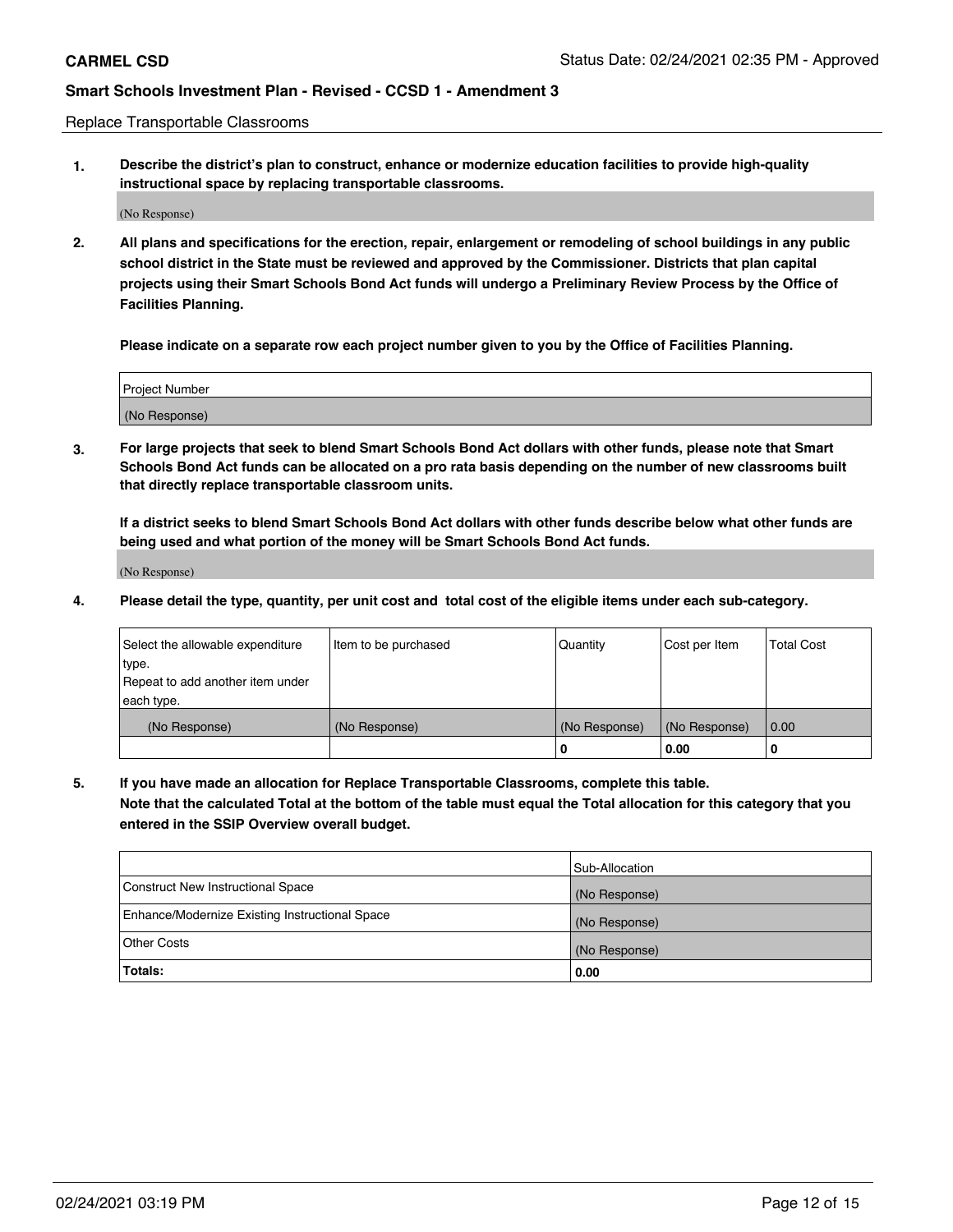Replace Transportable Classrooms

**1. Describe the district's plan to construct, enhance or modernize education facilities to provide high-quality instructional space by replacing transportable classrooms.**

(No Response)

**2. All plans and specifications for the erection, repair, enlargement or remodeling of school buildings in any public school district in the State must be reviewed and approved by the Commissioner. Districts that plan capital projects using their Smart Schools Bond Act funds will undergo a Preliminary Review Process by the Office of Facilities Planning.**

**Please indicate on a separate row each project number given to you by the Office of Facilities Planning.**

| Project Number |
|---|
| (No Response) |

**3. For large projects that seek to blend Smart Schools Bond Act dollars with other funds, please note that Smart Schools Bond Act funds can be allocated on a pro rata basis depending on the number of new classrooms built that directly replace transportable classroom units.**

**If a district seeks to blend Smart Schools Bond Act dollars with other funds describe below what other funds are being used and what portion of the money will be Smart Schools Bond Act funds.**

(No Response)

**4. Please detail the type, quantity, per unit cost and total cost of the eligible items under each sub-category.**

| Select the allowable expenditure type. Repeat to add another item under each type. | Item to be purchased | Quantity | Cost per Item | Total Cost |
|---|---|---|---|---|
| (No Response) | (No Response) | (No Response) | (No Response) | 0.00 |
| | | 0 | 0.00 | 0 |

**5. If you have made an allocation for Replace Transportable Classrooms, complete this table. Note that the calculated Total at the bottom of the table must equal the Total allocation for this category that you entered in the SSIP Overview overall budget.**

| | Sub-Allocation |
|---|---|
| Construct New Instructional Space | (No Response) |
| Enhance/Modernize Existing Instructional Space | (No Response) |
| Other Costs | (No Response) |
| **Totals:** | **0.00** |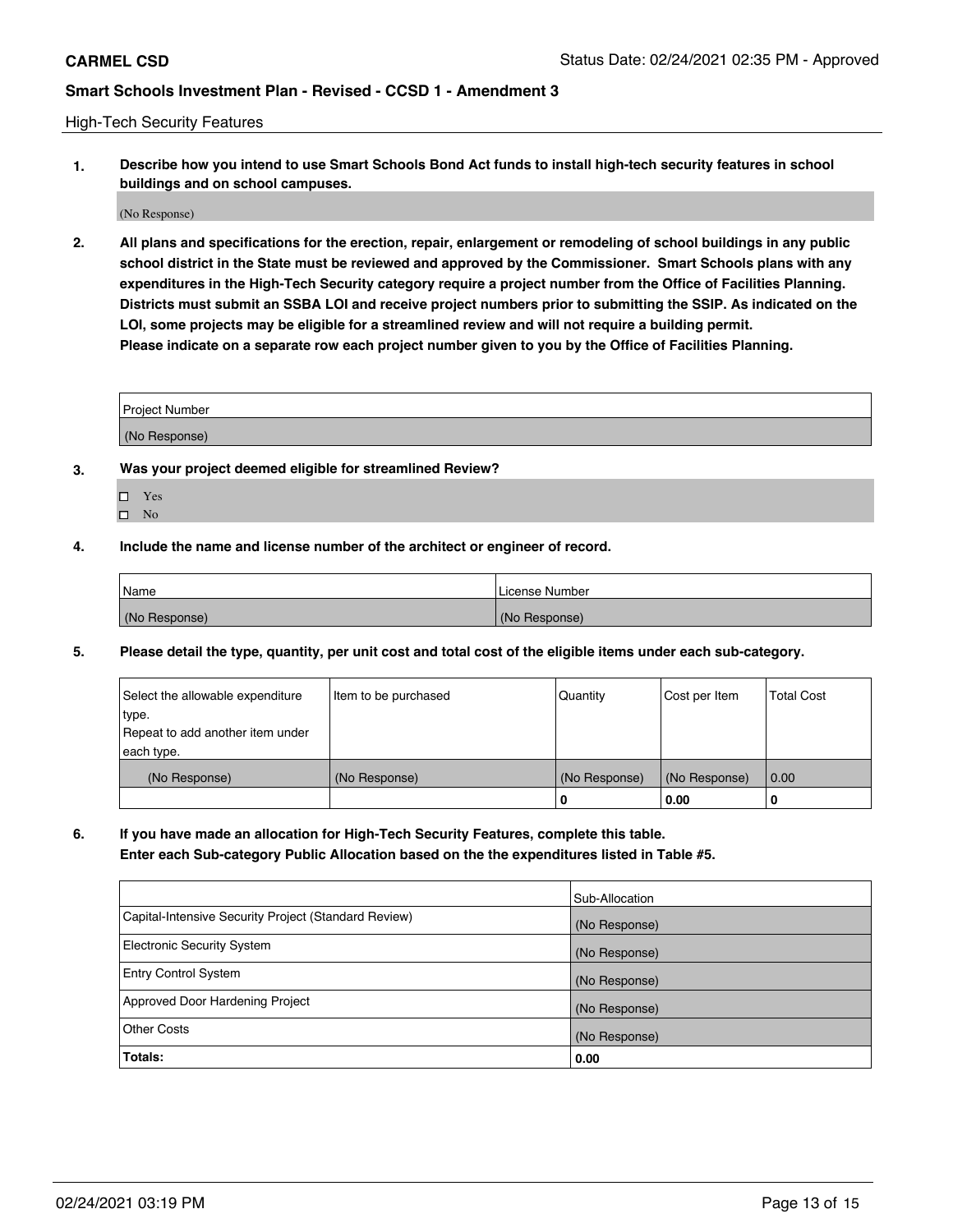High-Tech Security Features

**1. Describe how you intend to use Smart Schools Bond Act funds to install high-tech security features in school buildings and on school campuses.**

(No Response)

**2. All plans and specifications for the erection, repair, enlargement or remodeling of school buildings in any public school district in the State must be reviewed and approved by the Commissioner. Smart Schools plans with any expenditures in the High-Tech Security category require a project number from the Office of Facilities Planning. Districts must submit an SSBA LOI and receive project numbers prior to submitting the SSIP. As indicated on the LOI, some projects may be eligible for a streamlined review and will not require a building permit. Please indicate on a separate row each project number given to you by the Office of Facilities Planning.**

| Project Number |
| --- |
| (No Response) |

**3. Was your project deemed eligible for streamlined Review?**

- ☐ Yes
- ☐ No

**4. Include the name and license number of the architect or engineer of record.**

| Name | License Number |
| --- | --- |
| (No Response) | (No Response) |

**5. Please detail the type, quantity, per unit cost and total cost of the eligible items under each sub-category.**

| Select the allowable expenditure type. Repeat to add another item under each type. | Item to be purchased | Quantity | Cost per Item | Total Cost |
| --- | --- | --- | --- | --- |
| (No Response) | (No Response) | (No Response) | (No Response) | 0.00 |
| | | 0 | 0.00 | 0 |

**6. If you have made an allocation for High-Tech Security Features, complete this table. Enter each Sub-category Public Allocation based on the the expenditures listed in Table #5.**

| | Sub-Allocation |
| --- | --- |
| Capital-Intensive Security Project (Standard Review) | (No Response) |
| Electronic Security System | (No Response) |
| Entry Control System | (No Response) |
| Approved Door Hardening Project | (No Response) |
| Other Costs | (No Response) |
| **Totals:** | **0.00** |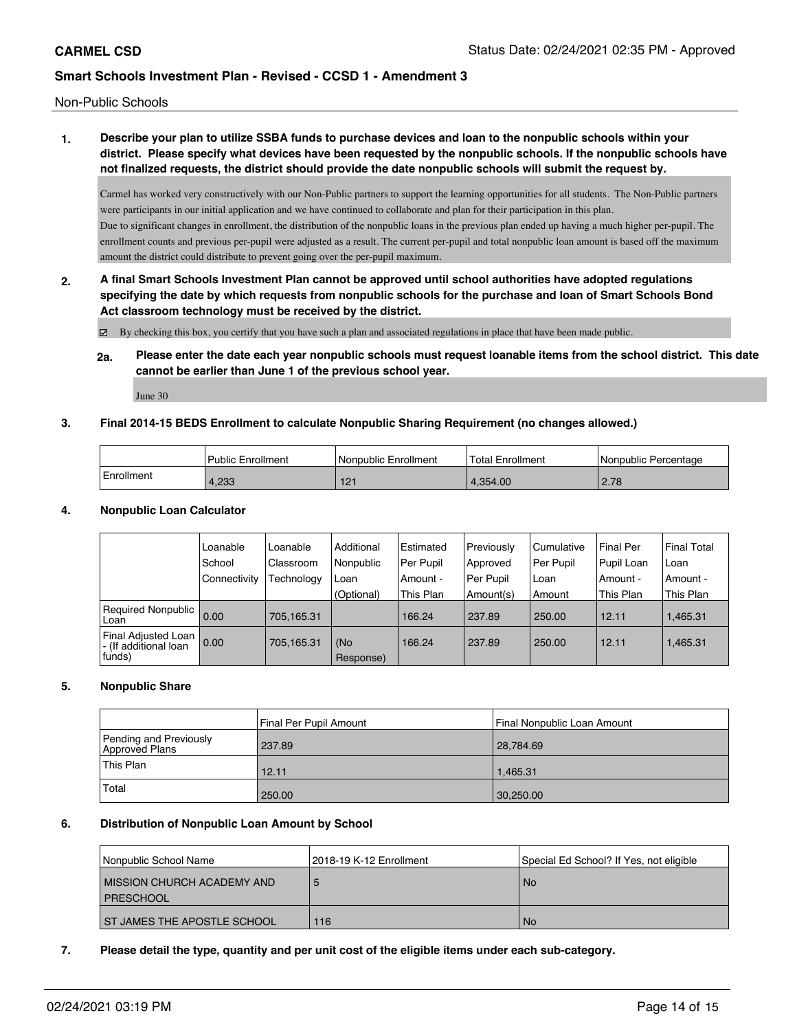Non-Public Schools

**1. Describe your plan to utilize SSBA funds to purchase devices and loan to the nonpublic schools within your district. Please specify what devices have been requested by the nonpublic schools. If the nonpublic schools have not finalized requests, the district should provide the date nonpublic schools will submit the request by.**

Carmel has worked very constructively with our Non-Public partners to support the learning opportunities for all students. The Non-Public partners were participants in our initial application and we have continued to collaborate and plan for their participation in this plan.
Due to significant changes in enrollment, the distribution of the nonpublic loans in the previous plan ended up having a much higher per-pupil. The enrollment counts and previous per-pupil were adjusted as a result. The current per-pupil and total nonpublic loan amount is based off the maximum amount the district could distribute to prevent going over the per-pupil maximum.

**2. A final Smart Schools Investment Plan cannot be approved until school authorities have adopted regulations specifying the date by which requests from nonpublic schools for the purchase and loan of Smart Schools Bond Act classroom technology must be received by the district.**

☑ By checking this box, you certify that you have such a plan and associated regulations in place that have been made public.

**2a. Please enter the date each year nonpublic schools must request loanable items from the school district. This date cannot be earlier than June 1 of the previous school year.**

June 30

**3. Final 2014-15 BEDS Enrollment to calculate Nonpublic Sharing Requirement (no changes allowed.)**

| | Public Enrollment | Nonpublic Enrollment | Total Enrollment | Nonpublic Percentage |
|---|---|---|---|---|
| Enrollment | 4,233 | 121 | 4,354.00 | 2.78 |

**4. Nonpublic Loan Calculator**

| | Loanable School Connectivity | Loanable Classroom Technology | Additional Nonpublic Loan (Optional) | Estimated Per Pupil Amount - This Plan | Previously Approved Per Pupil Amount(s) | Cumulative Per Pupil Loan Amount | Final Per Pupil Loan Amount - This Plan | Final Total Loan Amount - This Plan |
|---|---|---|---|---|---|---|---|---|
| Required Nonpublic Loan | 0.00 | 705,165.31 | | 166.24 | 237.89 | 250.00 | 12.11 | 1,465.31 |
| Final Adjusted Loan - (If additional loan funds) | 0.00 | 705,165.31 | (No Response) | 166.24 | 237.89 | 250.00 | 12.11 | 1,465.31 |

**5. Nonpublic Share**

| | Final Per Pupil Amount | Final Nonpublic Loan Amount |
|---|---|---|
| Pending and Previously Approved Plans | 237.89 | 28,784.69 |
| This Plan | 12.11 | 1,465.31 |
| Total | 250.00 | 30,250.00 |

**6. Distribution of Nonpublic Loan Amount by School**

| Nonpublic School Name | 2018-19 K-12 Enrollment | Special Ed School? If Yes, not eligible |
|---|---|---|
| MISSION CHURCH ACADEMY AND PRESCHOOL | 5 | No |
| ST JAMES THE APOSTLE SCHOOL | 116 | No |

**7. Please detail the type, quantity and per unit cost of the eligible items under each sub-category.**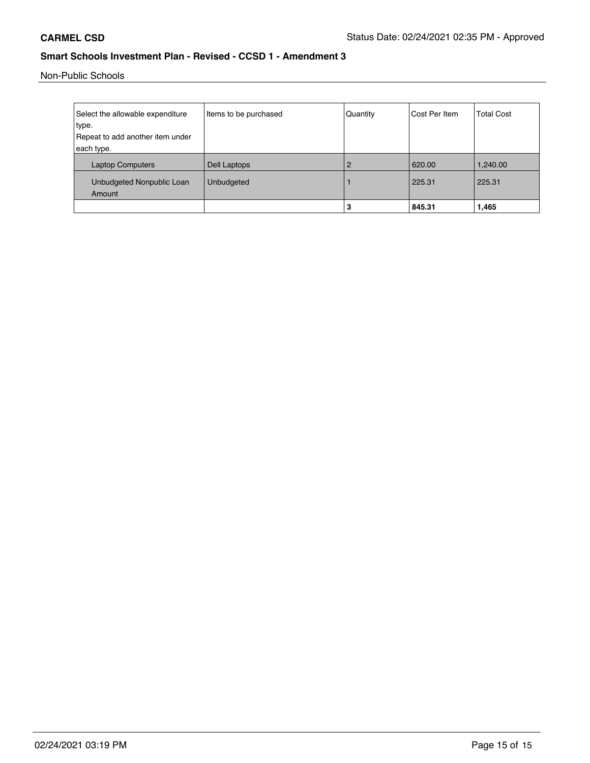Non-Public Schools

| Select the allowable expenditure type. Repeat to add another item under each type. | Items to be purchased | Quantity | Cost Per Item | Total Cost |
|---|---|---|---|---|
| Laptop Computers | Dell Laptops | 2 | 620.00 | 1,240.00 |
| Unbudgeted Nonpublic Loan Amount | Unbudgeted | 1 | 225.31 | 225.31 |
| | | **3** | **845.31** | **1,465** |